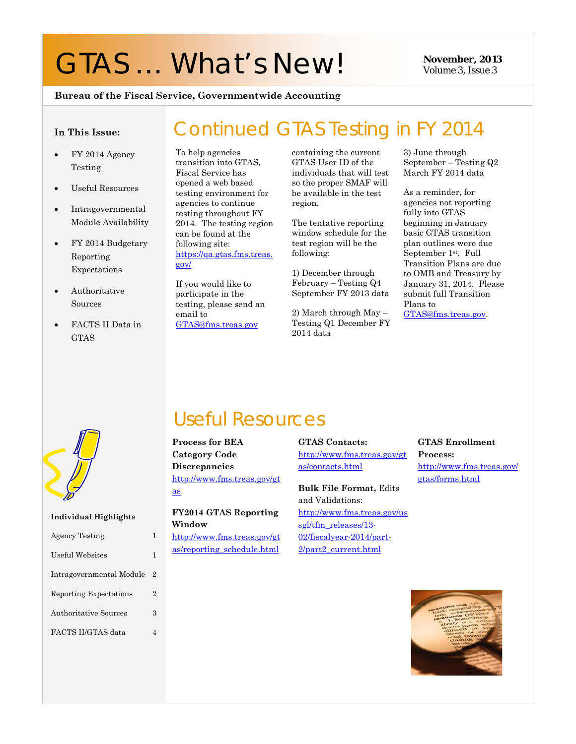# GTAS … What's New!

**November, 2013**
Volume 3, Issue 3

**Bureau of the Fiscal Service, Governmentwide Accounting**

**In This Issue:**

- FY 2014 Agency Testing
- Useful Resources
- Intragovernmental Module Availability
- FY 2014 Budgetary Reporting Expectations
- Authoritative Sources
- FACTS II Data in GTAS

**Individual Highlights**

| | |
|---|---|
| Agency Testing | 1 |
| Useful Websites | 1 |
| Intragovernmental Module | 2 |
| Reporting Expectations | 2 |
| Authoritative Sources | 3 |
| FACTS II/GTAS data | 4 |

## Continued GTAS Testing in FY 2014

To help agencies transition into GTAS, Fiscal Service has opened a web based testing environment for agencies to continue testing throughout FY 2014. The testing region can be found at the following site: https://qa.gtas.fms.treas.gov/

If you would like to participate in the testing, please send an email to GTAS@fms.treas.gov containing the current GTAS User ID of the individuals that will test so the proper SMAF will be available in the test region.

The tentative reporting window schedule for the test region will be the following:

1) December through February – Testing Q4 September FY 2013 data

2) March through May – Testing Q1 December FY 2014 data

3) June through September – Testing Q2 March FY 2014 data

As a reminder, for agencies not reporting fully into GTAS beginning in January basic GTAS transition plan outlines were due September 1st. Full Transition Plans are due to OMB and Treasury by January 31, 2014. Please submit full Transition Plans to GTAS@fms.treas.gov.

## Useful Resources

**Process for BEA Category Code Discrepancies**
http://www.fms.treas.gov/gtas

**FY2014 GTAS Reporting Window**
http://www.fms.treas.gov/gtas/reporting_schedule.html

**GTAS Contacts:**
http://www.fms.treas.gov/gtas/contacts.html

**Bulk File Format,** Edits and Validations:
http://www.fms.treas.gov/ussgl/tfm_releases/13-02/fiscalyear-2014/part-2/part2_current.html

**GTAS Enrollment Process:**
http://www.fms.treas.gov/gtas/forms.html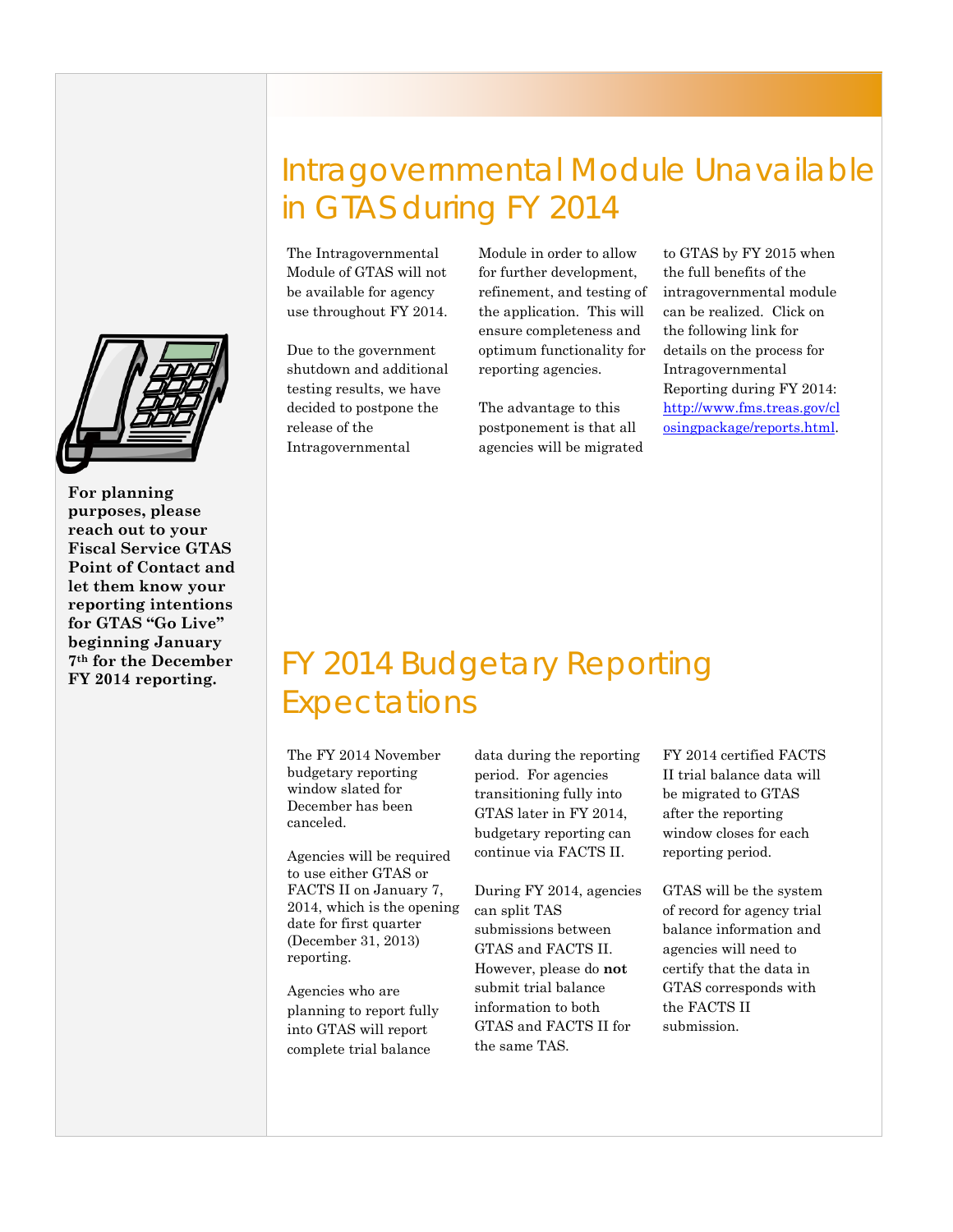## Intragovernmental Module Unavailable in GTAS during FY 2014

The Intragovernmental Module of GTAS will not be available for agency use throughout FY 2014.

Due to the government shutdown and additional testing results, we have decided to postpone the release of the Intragovernmental Module in order to allow for further development, refinement, and testing of the application. This will ensure completeness and optimum functionality for reporting agencies.

The advantage to this postponement is that all agencies will be migrated to GTAS by FY 2015 when the full benefits of the intragovernmental module can be realized. Click on the following link for details on the process for Intragovernmental Reporting during FY 2014: [http://www.fms.treas.gov/closingpackage/reports.html](http://www.fms.treas.gov/closingpackage/reports.html).

**For planning purposes, please reach out to your Fiscal Service GTAS Point of Contact and let them know your reporting intentions for GTAS "Go Live" beginning January 7th for the December FY 2014 reporting.**

## FY 2014 Budgetary Reporting Expectations

The FY 2014 November budgetary reporting window slated for December has been canceled.

Agencies will be required to use either GTAS or FACTS II on January 7, 2014, which is the opening date for first quarter (December 31, 2013) reporting.

Agencies who are planning to report fully into GTAS will report complete trial balance data during the reporting period. For agencies transitioning fully into GTAS later in FY 2014, budgetary reporting can continue via FACTS II.

During FY 2014, agencies can split TAS submissions between GTAS and FACTS II. However, please do **not** submit trial balance information to both GTAS and FACTS II for the same TAS.

FY 2014 certified FACTS II trial balance data will be migrated to GTAS after the reporting window closes for each reporting period.

GTAS will be the system of record for agency trial balance information and agencies will need to certify that the data in GTAS corresponds with the FACTS II submission.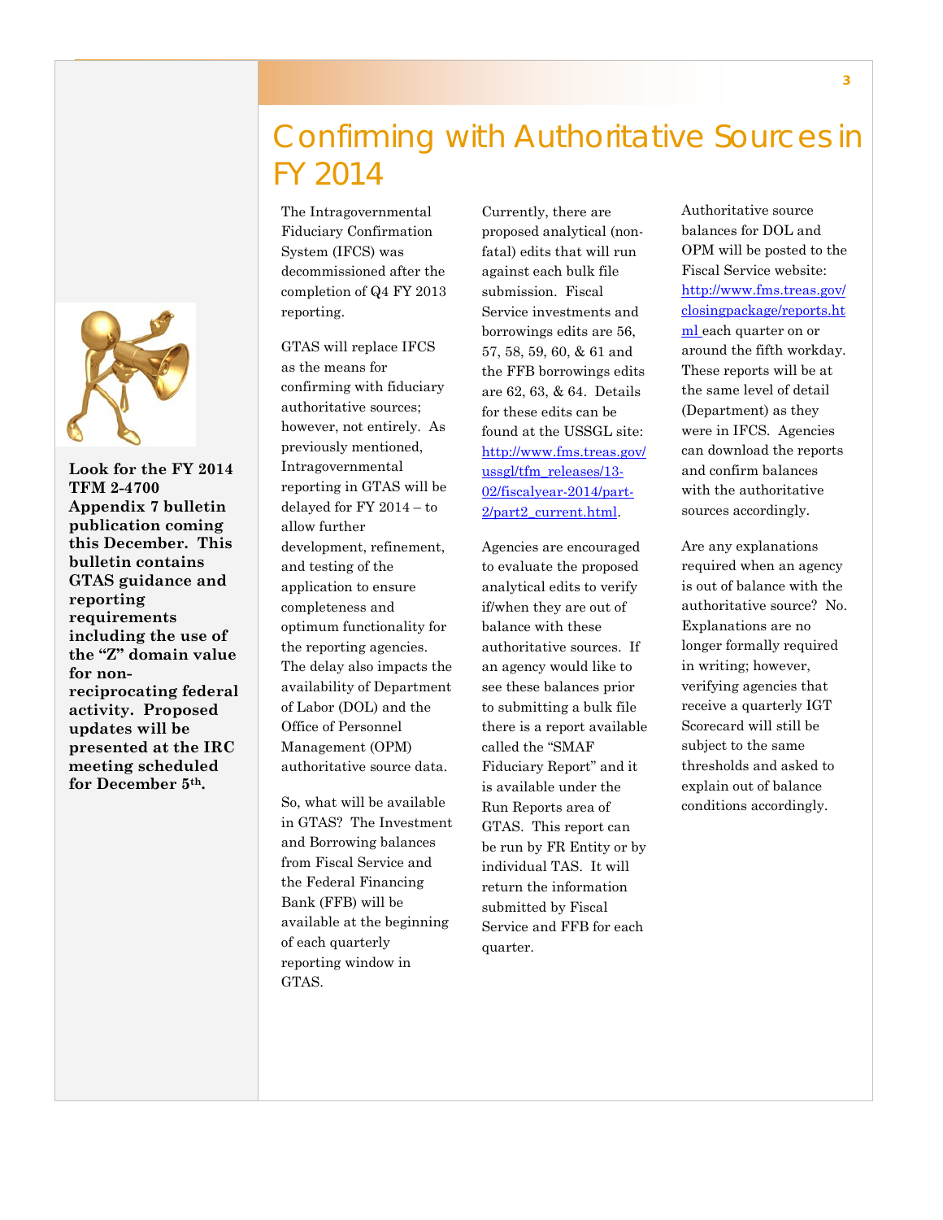# Confirming with Authoritative Sources in FY 2014

**Look for the FY 2014 TFM 2-4700 Appendix 7 bulletin publication coming this December. This bulletin contains GTAS guidance and reporting requirements including the use of the "Z" domain value for non-reciprocating federal activity. Proposed updates will be presented at the IRC meeting scheduled for December 5th.**

The Intragovernmental Fiduciary Confirmation System (IFCS) was decommissioned after the completion of Q4 FY 2013 reporting.

GTAS will replace IFCS as the means for confirming with fiduciary authoritative sources; however, not entirely. As previously mentioned, Intragovernmental reporting in GTAS will be delayed for FY 2014 – to allow further development, refinement, and testing of the application to ensure completeness and optimum functionality for the reporting agencies. The delay also impacts the availability of Department of Labor (DOL) and the Office of Personnel Management (OPM) authoritative source data.

So, what will be available in GTAS? The Investment and Borrowing balances from Fiscal Service and the Federal Financing Bank (FFB) will be available at the beginning of each quarterly reporting window in GTAS.

Currently, there are proposed analytical (non-fatal) edits that will run against each bulk file submission. Fiscal Service investments and borrowings edits are 56, 57, 58, 59, 60, & 61 and the FFB borrowings edits are 62, 63, & 64. Details for these edits can be found at the USSGL site: [http://www.fms.treas.gov/ussgl/tfm_releases/13-02/fiscalyear-2014/part-2/part2_current.html](http://www.fms.treas.gov/ussgl/tfm_releases/13-02/fiscalyear-2014/part-2/part2_current.html).

Agencies are encouraged to evaluate the proposed analytical edits to verify if/when they are out of balance with these authoritative sources. If an agency would like to see these balances prior to submitting a bulk file there is a report available called the "SMAF Fiduciary Report" and it is available under the Run Reports area of GTAS. This report can be run by FR Entity or by individual TAS. It will return the information submitted by Fiscal Service and FFB for each quarter.

Authoritative source balances for DOL and OPM will be posted to the Fiscal Service website: [http://www.fms.treas.gov/closingpackage/reports.html](http://www.fms.treas.gov/closingpackage/reports.html) each quarter on or around the fifth workday. These reports will be at the same level of detail (Department) as they were in IFCS. Agencies can download the reports and confirm balances with the authoritative sources accordingly.

Are any explanations required when an agency is out of balance with the authoritative source? No. Explanations are no longer formally required in writing; however, verifying agencies that receive a quarterly IGT Scorecard will still be subject to the same thresholds and asked to explain out of balance conditions accordingly.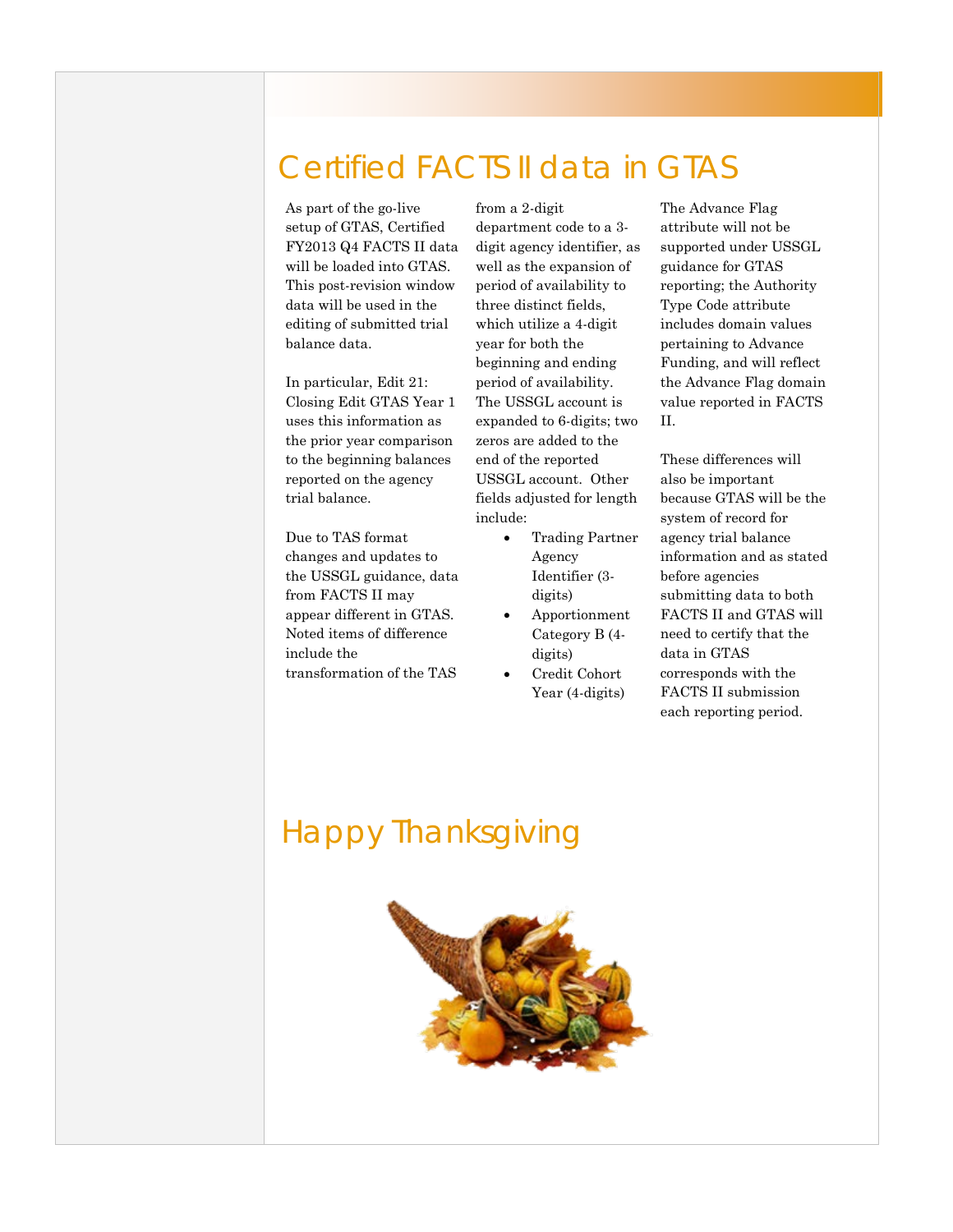# Certified FACTS II data in GTAS

As part of the go-live setup of GTAS, Certified FY2013 Q4 FACTS II data will be loaded into GTAS. This post-revision window data will be used in the editing of submitted trial balance data.

In particular, Edit 21: Closing Edit GTAS Year 1 uses this information as the prior year comparison to the beginning balances reported on the agency trial balance.

Due to TAS format changes and updates to the USSGL guidance, data from FACTS II may appear different in GTAS. Noted items of difference include the transformation of the TAS from a 2-digit department code to a 3-digit agency identifier, as well as the expansion of period of availability to three distinct fields, which utilize a 4-digit year for both the beginning and ending period of availability. The USSGL account is expanded to 6-digits; two zeros are added to the end of the reported USSGL account. Other fields adjusted for length include:

- Trading Partner Agency Identifier (3-digits)
- Apportionment Category B (4-digits)
- Credit Cohort Year (4-digits)

The Advance Flag attribute will not be supported under USSGL guidance for GTAS reporting; the Authority Type Code attribute includes domain values pertaining to Advance Funding, and will reflect the Advance Flag domain value reported in FACTS II.

These differences will also be important because GTAS will be the system of record for agency trial balance information and as stated before agencies submitting data to both FACTS II and GTAS will need to certify that the data in GTAS corresponds with the FACTS II submission each reporting period.

# Happy Thanksgiving